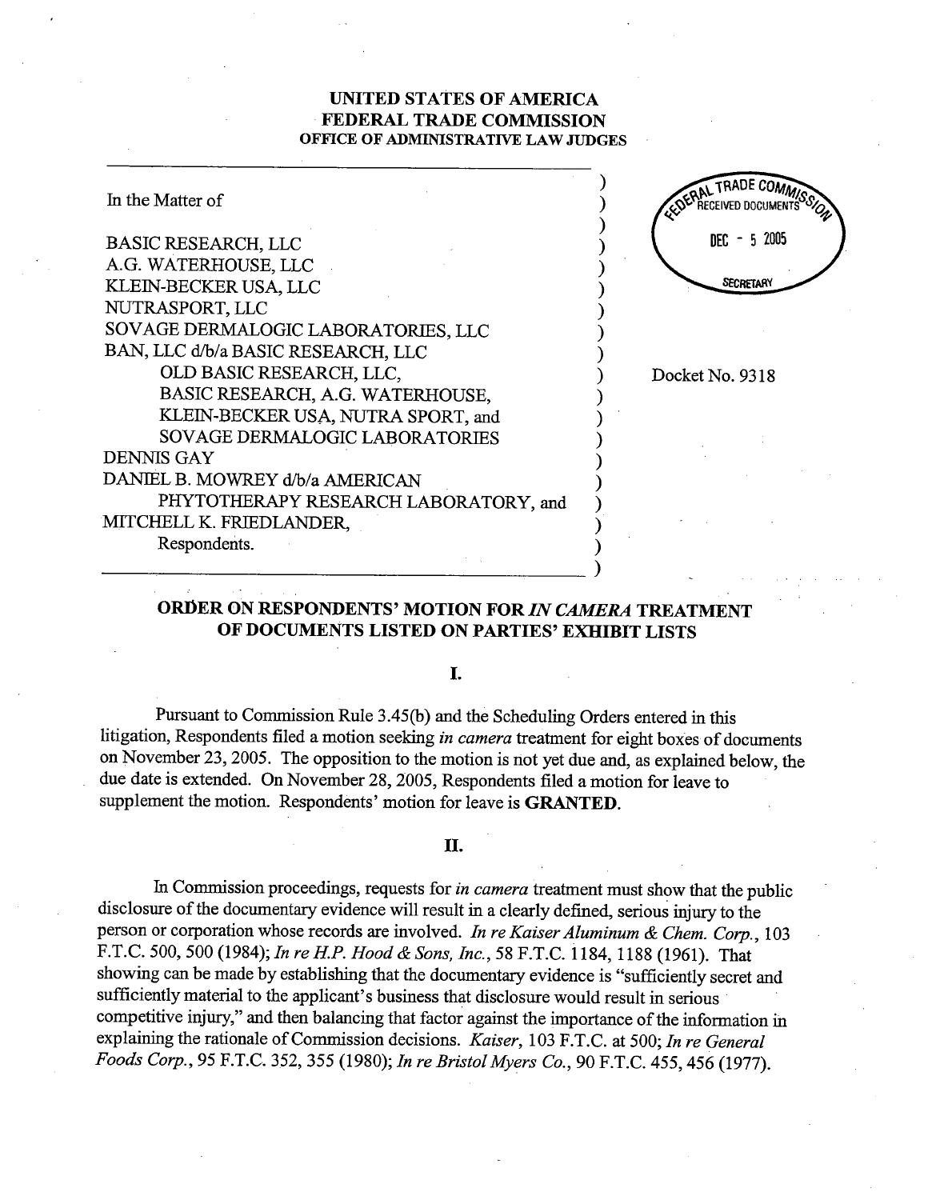**UNITED STATES OF AMERICA**
**FEDERAL TRADE COMMISSION**
**OFFICE OF ADMINISTRATIVE LAW JUDGES**

FEDERAL TRADE COMMISSION RECEIVED DOCUMENTS DEC - 5 2005 SECRETARY

In the Matter of

BASIC RESEARCH, LLC
A.G. WATERHOUSE, LLC
KLEIN-BECKER USA, LLC
NUTRASPORT, LLC
SOVAGE DERMALOGIC LABORATORIES, LLC
BAN, LLC d/b/a BASIC RESEARCH, LLC
OLD BASIC RESEARCH, LLC,
BASIC RESEARCH, A.G. WATERHOUSE,
KLEIN-BECKER USA, NUTRA SPORT, and
SOVAGE DERMALOGIC LABORATORIES
DENNIS GAY
DANIEL B. MOWREY d/b/a AMERICAN
PHYTOTHERAPY RESEARCH LABORATORY, and
MITCHELL K. FRIEDLANDER,
Respondents.

Docket No. 9318

## ORDER ON RESPONDENTS' MOTION FOR *IN CAMERA* TREATMENT OF DOCUMENTS LISTED ON PARTIES' EXHIBIT LISTS

### I.

Pursuant to Commission Rule 3.45(b) and the Scheduling Orders entered in this litigation, Respondents filed a motion seeking *in camera* treatment for eight boxes of documents on November 23, 2005. The opposition to the motion is not yet due and, as explained below, the due date is extended. On November 28, 2005, Respondents filed a motion for leave to supplement the motion. Respondents' motion for leave is **GRANTED**.

### II.

In Commission proceedings, requests for *in camera* treatment must show that the public disclosure of the documentary evidence will result in a clearly defined, serious injury to the person or corporation whose records are involved. *In re Kaiser Aluminum & Chem. Corp.*, 103 F.T.C. 500, 500 (1984); *In re H.P. Hood & Sons, Inc.*, 58 F.T.C. 1184, 1188 (1961). That showing can be made by establishing that the documentary evidence is "sufficiently secret and sufficiently material to the applicant's business that disclosure would result in serious competitive injury," and then balancing that factor against the importance of the information in explaining the rationale of Commission decisions. *Kaiser*, 103 F.T.C. at 500; *In re General Foods Corp.*, 95 F.T.C. 352, 355 (1980); *In re Bristol Myers Co.*, 90 F.T.C. 455, 456 (1977).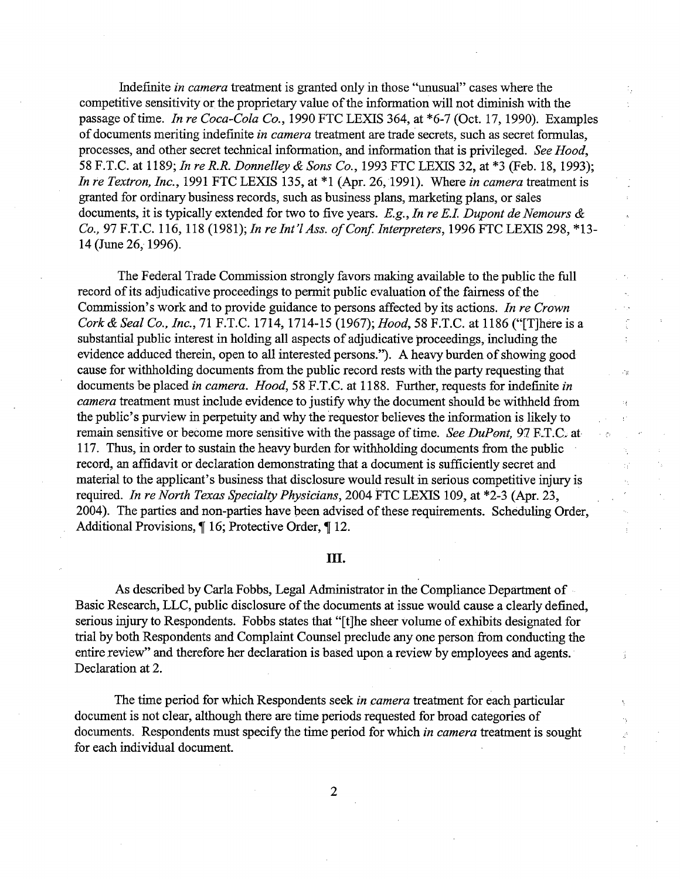Indefinite *in camera* treatment is granted only in those "unusual" cases where the competitive sensitivity or the proprietary value of the information will not diminish with the passage of time. *In re Coca-Cola Co.*, 1990 FTC LEXIS 364, at *6-7 (Oct. 17, 1990). Examples of documents meriting indefinite *in camera* treatment are trade secrets, such as secret formulas, processes, and other secret technical information, and information that is privileged. *See Hood*, 58 F.T.C. at 1189; *In re R.R. Donnelley & Sons Co.*, 1993 FTC LEXIS 32, at *3 (Feb. 18, 1993); *In re Textron, Inc.*, 1991 FTC LEXIS 135, at *1 (Apr. 26, 1991). Where *in camera* treatment is granted for ordinary business records, such as business plans, marketing plans, or sales documents, it is typically extended for two to five years. *E.g., In re E.I. Dupont de Nemours & Co.,* 97 F.T.C. 116, 118 (1981); *In re Int'l Ass. of Conf. Interpreters*, 1996 FTC LEXIS 298, *13-14 (June 26, 1996).

The Federal Trade Commission strongly favors making available to the public the full record of its adjudicative proceedings to permit public evaluation of the fairness of the Commission's work and to provide guidance to persons affected by its actions. *In re Crown Cork & Seal Co., Inc.*, 71 F.T.C. 1714, 1714-15 (1967); *Hood*, 58 F.T.C. at 1186 ("[T]here is a substantial public interest in holding all aspects of adjudicative proceedings, including the evidence adduced therein, open to all interested persons."). A heavy burden of showing good cause for withholding documents from the public record rests with the party requesting that documents be placed *in camera*. *Hood*, 58 F.T.C. at 1188. Further, requests for indefinite *in camera* treatment must include evidence to justify why the document should be withheld from the public's purview in perpetuity and why the requestor believes the information is likely to remain sensitive or become more sensitive with the passage of time. *See DuPont,* 97 F.T.C. at 117. Thus, in order to sustain the heavy burden for withholding documents from the public record, an affidavit or declaration demonstrating that a document is sufficiently secret and material to the applicant's business that disclosure would result in serious competitive injury is required. *In re North Texas Specialty Physicians*, 2004 FTC LEXIS 109, at *2-3 (Apr. 23, 2004). The parties and non-parties have been advised of these requirements. Scheduling Order, Additional Provisions, ¶ 16; Protective Order, ¶ 12.

## III.

As described by Carla Fobbs, Legal Administrator in the Compliance Department of Basic Research, LLC, public disclosure of the documents at issue would cause a clearly defined, serious injury to Respondents. Fobbs states that "[t]he sheer volume of exhibits designated for trial by both Respondents and Complaint Counsel preclude any one person from conducting the entire review" and therefore her declaration is based upon a review by employees and agents. Declaration at 2.

The time period for which Respondents seek *in camera* treatment for each particular document is not clear, although there are time periods requested for broad categories of documents. Respondents must specify the time period for which *in camera* treatment is sought for each individual document.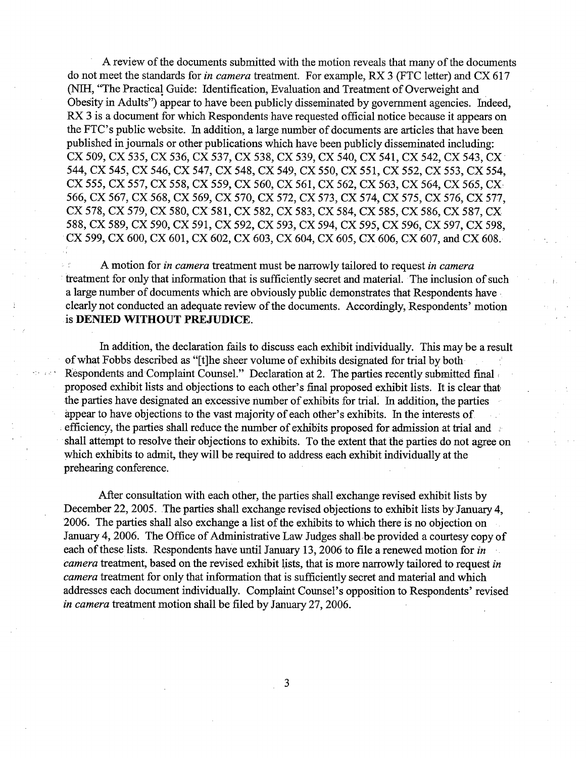A review of the documents submitted with the motion reveals that many of the documents do not meet the standards for *in camera* treatment. For example, RX 3 (FTC letter) and CX 617 (NIH, "The Practical Guide: Identification, Evaluation and Treatment of Overweight and Obesity in Adults") appear to have been publicly disseminated by government agencies. Indeed, RX 3 is a document for which Respondents have requested official notice because it appears on the FTC's public website. In addition, a large number of documents are articles that have been published in journals or other publications which have been publicly disseminated including: CX 509, CX 535, CX 536, CX 537, CX 538, CX 539, CX 540, CX 541, CX 542, CX 543, CX 544, CX 545, CX 546, CX 547, CX 548, CX 549, CX 550, CX 551, CX 552, CX 553, CX 554, CX 555, CX 557, CX 558, CX 559, CX 560, CX 561, CX 562, CX 563, CX 564, CX 565, CX 566, CX 567, CX 568, CX 569, CX 570, CX 572, CX 573, CX 574, CX 575, CX 576, CX 577, CX 578, CX 579, CX 580, CX 581, CX 582, CX 583, CX 584, CX 585, CX 586, CX 587, CX 588, CX 589, CX 590, CX 591, CX 592, CX 593, CX 594, CX 595, CX 596, CX 597, CX 598, CX 599, CX 600, CX 601, CX 602, CX 603, CX 604, CX 605, CX 606, CX 607, and CX 608.

A motion for *in camera* treatment must be narrowly tailored to request *in camera* treatment for only that information that is sufficiently secret and material. The inclusion of such a large number of documents which are obviously public demonstrates that Respondents have clearly not conducted an adequate review of the documents. Accordingly, Respondents' motion is **DENIED WITHOUT PREJUDICE**.

In addition, the declaration fails to discuss each exhibit individually. This may be a result of what Fobbs described as "[t]he sheer volume of exhibits designated for trial by both Respondents and Complaint Counsel." Declaration at 2. The parties recently submitted final proposed exhibit lists and objections to each other's final proposed exhibit lists. It is clear that the parties have designated an excessive number of exhibits for trial. In addition, the parties appear to have objections to the vast majority of each other's exhibits. In the interests of efficiency, the parties shall reduce the number of exhibits proposed for admission at trial and shall attempt to resolve their objections to exhibits. To the extent that the parties do not agree on which exhibits to admit, they will be required to address each exhibit individually at the prehearing conference.

After consultation with each other, the parties shall exchange revised exhibit lists by December 22, 2005. The parties shall exchange revised objections to exhibit lists by January 4, 2006. The parties shall also exchange a list of the exhibits to which there is no objection on January 4, 2006. The Office of Administrative Law Judges shall be provided a courtesy copy of each of these lists. Respondents have until January 13, 2006 to file a renewed motion for *in camera* treatment, based on the revised exhibit lists, that is more narrowly tailored to request *in camera* treatment for only that information that is sufficiently secret and material and which addresses each document individually. Complaint Counsel's opposition to Respondents' revised *in camera* treatment motion shall be filed by January 27, 2006.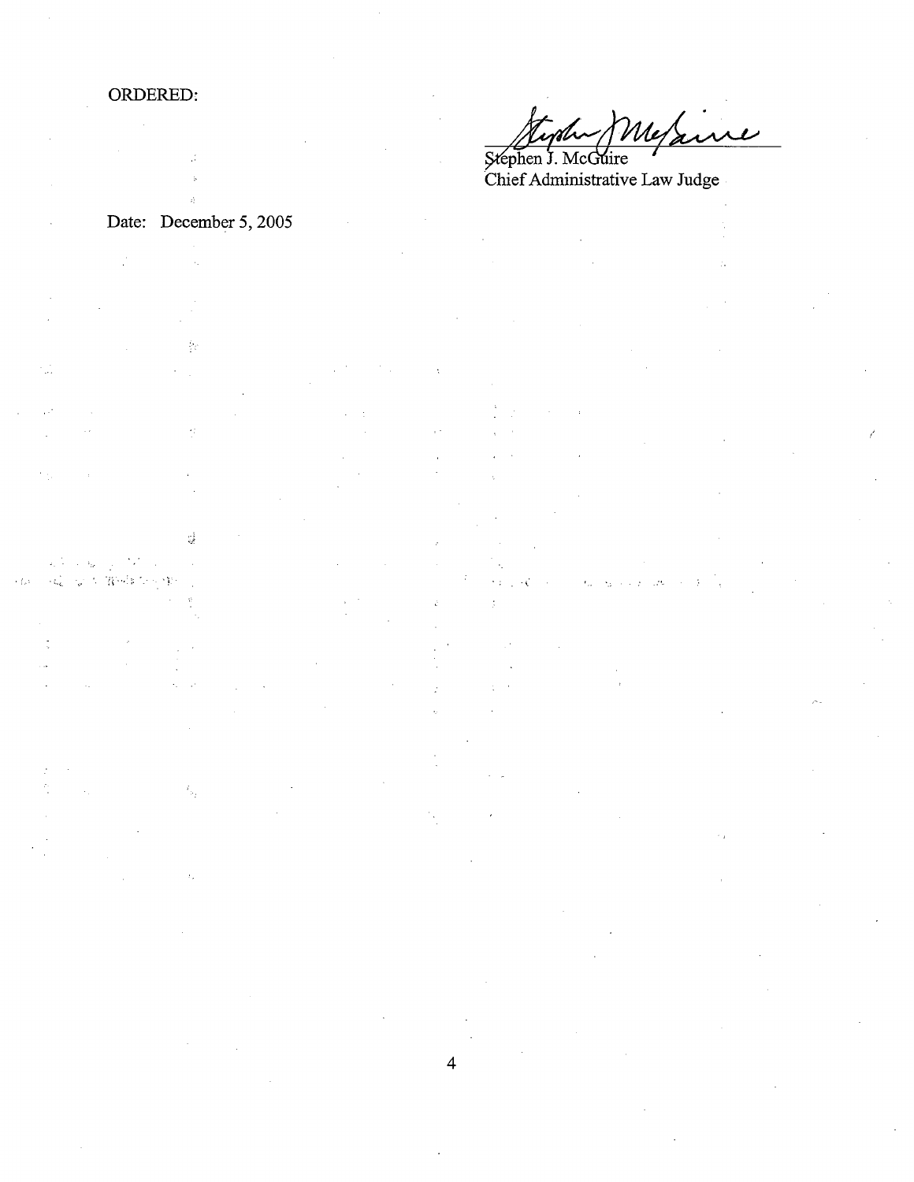ORDERED:

Stephen J. McGuire
Chief Administrative Law Judge

Date: December 5, 2005